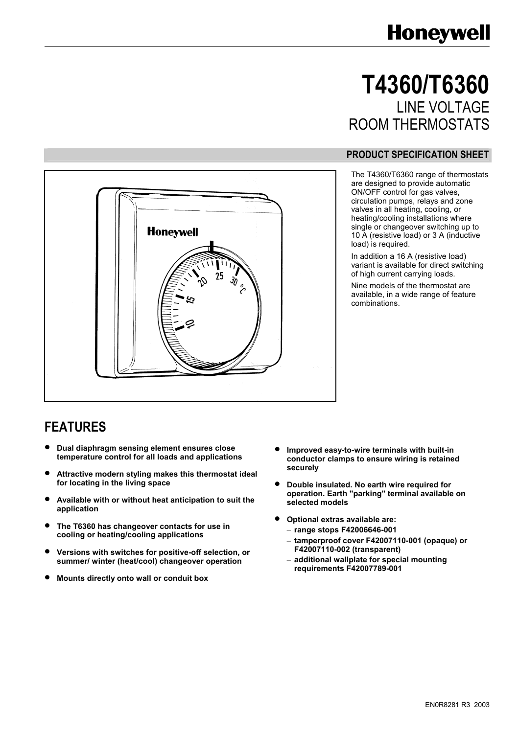# T4360/T6360

## LINE VOLTAGE ROOM THERMOSTATS

### PRODUCT SPECIFICATION SHEET

The T4360/T6360 range of thermostats are designed to provide automatic ON/OFF control for gas valves, circulation pumps, relays and zone valves in all heating, cooling, or heating/cooling installations where single or changeover switching up to 10 A (resistive load) or 3 A (inductive load) is required.

In addition a 16 A (resistive load) variant is available for direct switching of high current carrying loads.

Nine models of the thermostat are available, in a wide range of feature combinations.

## FEATURES

- **Dual diaphragm sensing element ensures close temperature control for all loads and applications**
- **Attractive modern styling makes this thermostat ideal for locating in the living space**
- **Available with or without heat anticipation to suit the application**
- **The T6360 has changeover contacts for use in cooling or heating/cooling applications**
- **Versions with switches for positive-off selection, or summer/ winter (heat/cool) changeover operation**
- **Mounts directly onto wall or conduit box**
- **Improved easy-to-wire terminals with built-in conductor clamps to ensure wiring is retained securely**
- **Double insulated. No earth wire required for operation. Earth "parking" terminal available on selected models**
- **Optional extras available are:**
  - **range stops F42006646-001**
  - **tamperproof cover F42007110-001 (opaque) or F42007110-002 (transparent)**
  - **additional wallplate for special mounting requirements F42007789-001**

EN0R8281 R3 2003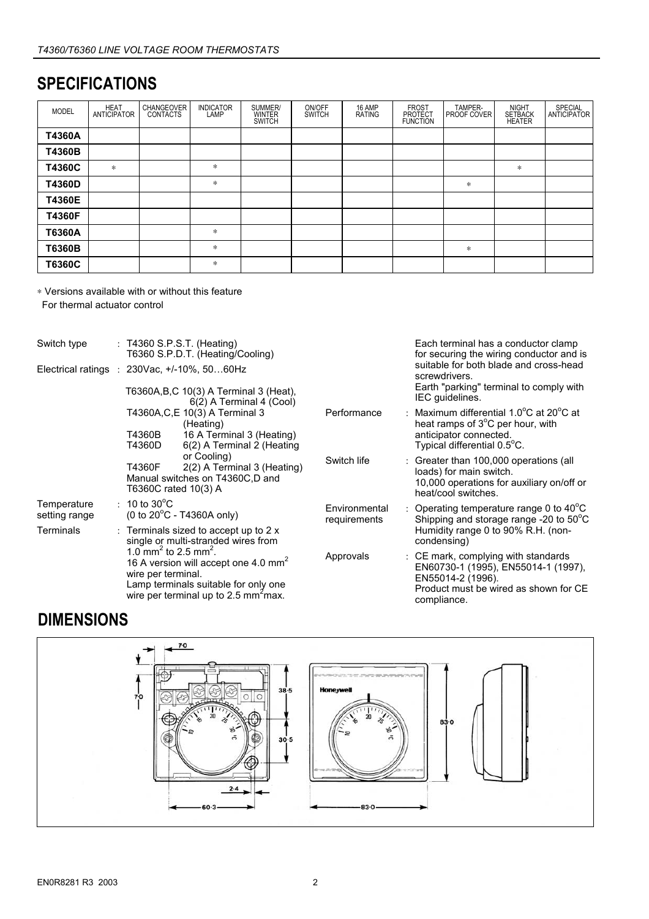## SPECIFICATIONS

| MODEL | HEAT ANTICIPATOR | CHANGEOVER CONTACTS | INDICATOR LAMP | SUMMER/ WINTER SWITCH | ON/OFF SWITCH | 16 AMP RATING | FROST PROTECT FUNCTION | TAMPER-PROOF COVER | NIGHT SETBACK HEATER | SPECIAL ANTICIPATOR |
|---|---|---|---|---|---|---|---|---|---|---|
| **T4360A** | | | | | | | | | | |
| **T4360B** | | | | | | | | | | |
| **T4360C** | * | | * | | | | | | * | |
| **T4360D** | | | * | | | | | * | | |
| **T4360E** | | | | | | | | | | |
| **T4360F** | | | | | | | | | | |
| **T6360A** | | | * | | | | | | | |
| **T6360B** | | | * | | | | | * | | |
| **T6360C** | | | * | | | | | | | |

* Versions available with or without this feature
For thermal actuator control

Switch type : T4360 S.P.S.T. (Heating)
T6360 S.P.D.T. (Heating/Cooling)

Electrical ratings : 230Vac, +/-10%, 50…60Hz

T6360A,B,C 10(3) A Terminal 3 (Heat), 6(2) A Terminal 4 (Cool)
T4360A,C,E 10(3) A Terminal 3 (Heating)
T4360B 16 A Terminal 3 (Heating)
T4360D 6(2) A Terminal 2 (Heating or Cooling)
T4360F 2(2) A Terminal 3 (Heating)
Manual switches on T4360C,D and T6360C rated 10(3) A

Temperature setting range : 10 to 30°C
(0 to 20°C - T4360A only)

Terminals : Terminals sized to accept up to 2 x single or multi-stranded wires from 1.0 $mm^2$ to 2.5 $mm^2$.
16 A version will accept one 4.0 $mm^2$ wire per terminal.
Lamp terminals suitable for only one wire per terminal up to 2.5 $mm^2$ max.
Each terminal has a conductor clamp for securing the wiring conductor and is suitable for both blade and cross-head screwdrivers.
Earth "parking" terminal to comply with IEC guidelines.

Performance : Maximum differential 1.0°C at 20°C at heat ramps of 3°C per hour, with anticipator connected.
Typical differential 0.5°C.

Switch life : Greater than 100,000 operations (all loads) for main switch.
10,000 operations for auxiliary on/off or heat/cool switches.

Environmental requirements : Operating temperature range 0 to 40°C
Shipping and storage range -20 to 50°C
Humidity range 0 to 90% R.H. (non-condensing)

Approvals : CE mark, complying with standards EN60730-1 (1995), EN55014-1 (1997), EN55014-2 (1996).
Product must be wired as shown for CE compliance.

## DIMENSIONS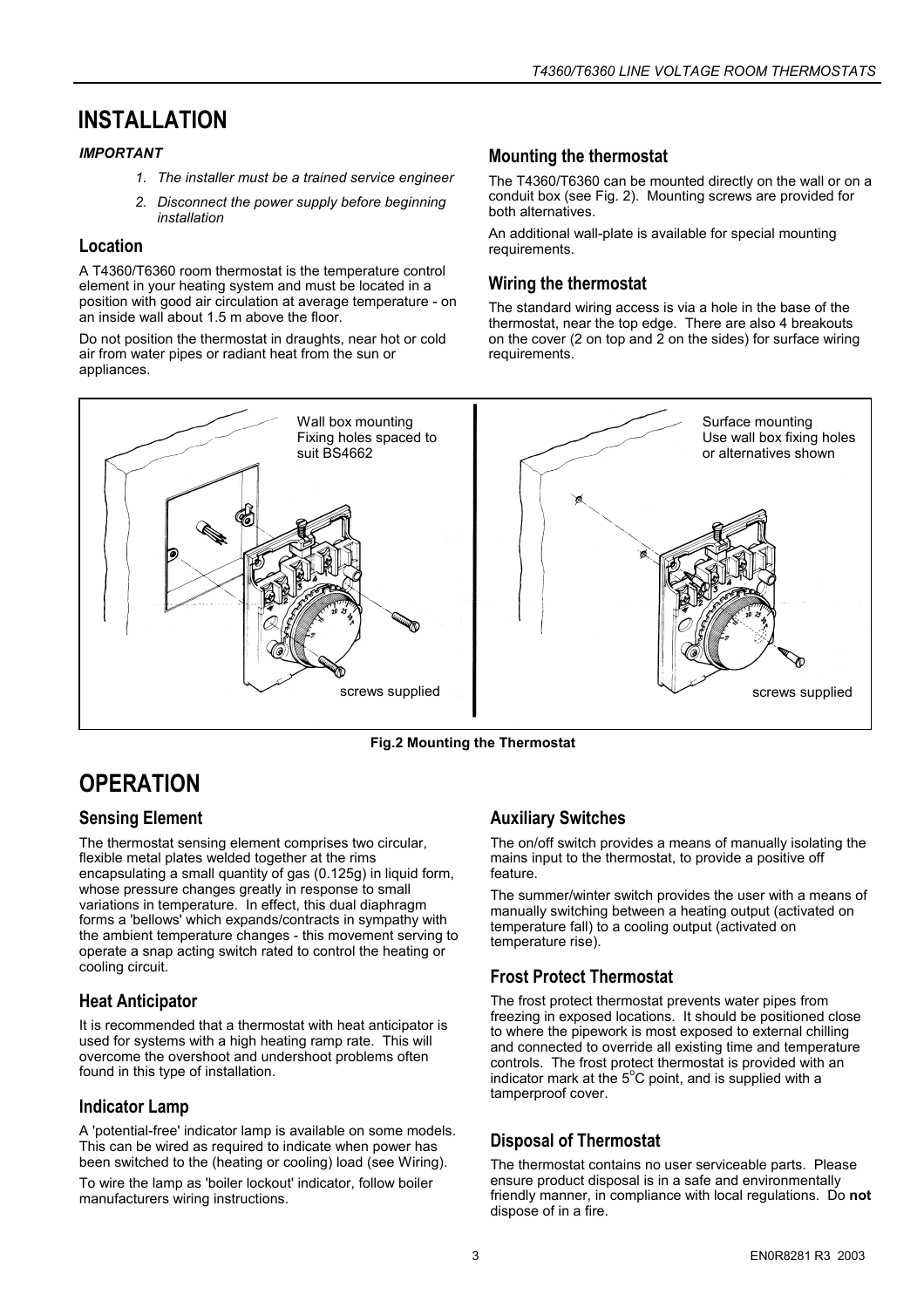# INSTALLATION

***IMPORTANT***

1. *The installer must be a trained service engineer*
2. *Disconnect the power supply before beginning installation*

## Location

A T4360/T6360 room thermostat is the temperature control element in your heating system and must be located in a position with good air circulation at average temperature - on an inside wall about 1.5 m above the floor.

Do not position the thermostat in draughts, near hot or cold air from water pipes or radiant heat from the sun or appliances.

## Mounting the thermostat

The T4360/T6360 can be mounted directly on the wall or on a conduit box (see Fig. 2). Mounting screws are provided for both alternatives.

An additional wall-plate is available for special mounting requirements.

## Wiring the thermostat

The standard wiring access is via a hole in the base of the thermostat, near the top edge. There are also 4 breakouts on the cover (2 on top and 2 on the sides) for surface wiring requirements.

Wall box mounting
Fixing holes spaced to suit BS4662

screws supplied

Surface mounting
Use wall box fixing holes or alternatives shown

screws supplied

**Fig.2 Mounting the Thermostat**

# OPERATION

## Sensing Element

The thermostat sensing element comprises two circular, flexible metal plates welded together at the rims encapsulating a small quantity of gas (0.125g) in liquid form, whose pressure changes greatly in response to small variations in temperature. In effect, this dual diaphragm forms a 'bellows' which expands/contracts in sympathy with the ambient temperature changes - this movement serving to operate a snap acting switch rated to control the heating or cooling circuit.

## Heat Anticipator

It is recommended that a thermostat with heat anticipator is used for systems with a high heating ramp rate. This will overcome the overshoot and undershoot problems often found in this type of installation.

## Indicator Lamp

A 'potential-free' indicator lamp is available on some models. This can be wired as required to indicate when power has been switched to the (heating or cooling) load (see Wiring).

To wire the lamp as 'boiler lockout' indicator, follow boiler manufacturers wiring instructions.

## Auxiliary Switches

The on/off switch provides a means of manually isolating the mains input to the thermostat, to provide a positive off feature.

The summer/winter switch provides the user with a means of manually switching between a heating output (activated on temperature fall) to a cooling output (activated on temperature rise).

## Frost Protect Thermostat

The frost protect thermostat prevents water pipes from freezing in exposed locations. It should be positioned close to where the pipework is most exposed to external chilling and connected to override all existing time and temperature controls. The frost protect thermostat is provided with an indicator mark at the $5^{o}$C point, and is supplied with a tamperproof cover.

## Disposal of Thermostat

The thermostat contains no user serviceable parts. Please ensure product disposal is in a safe and environmentally friendly manner, in compliance with local regulations. Do **not** dispose of in a fire.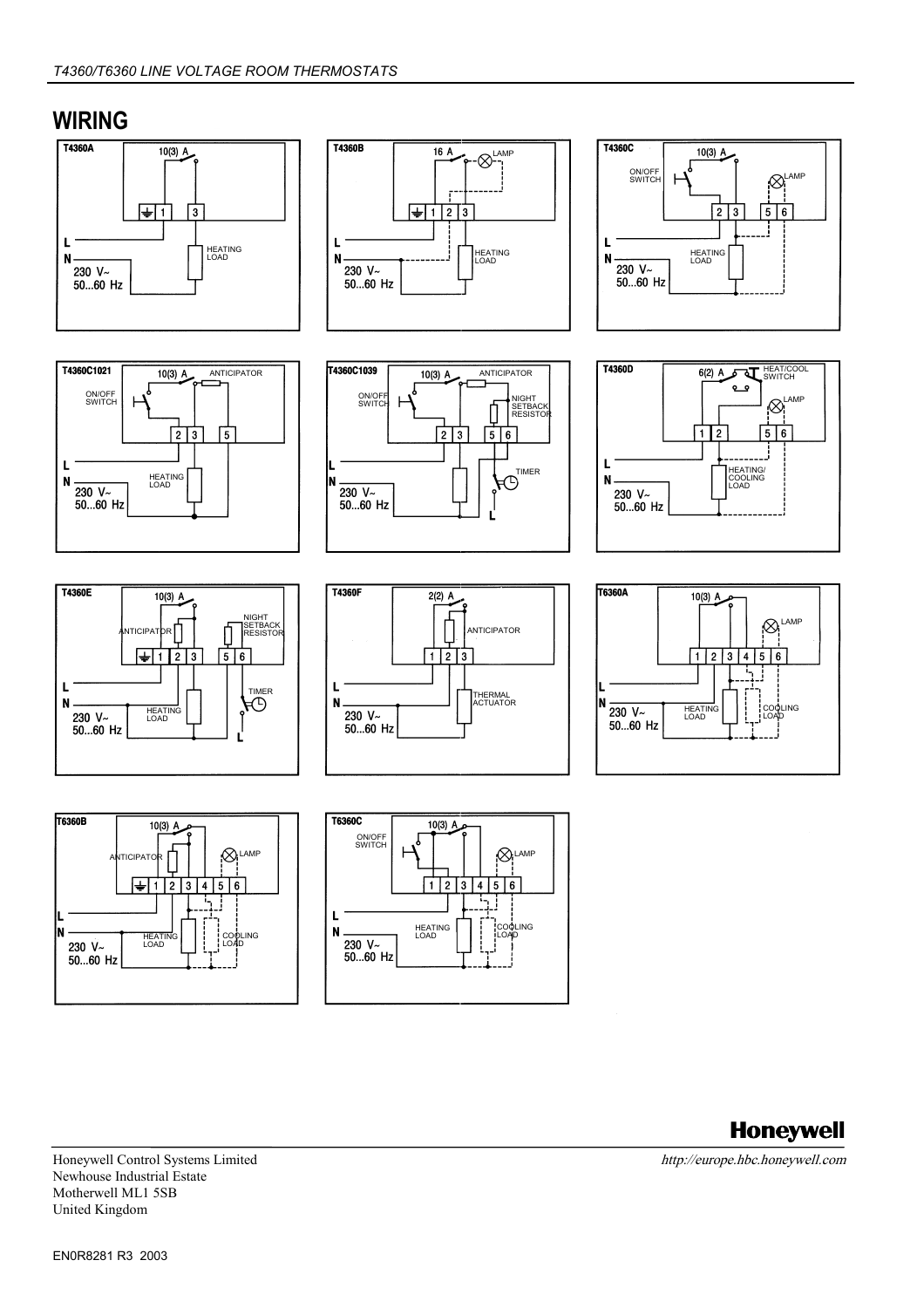## WIRING

T4360A
10(3) A
1
3
L
N
230 V~
50...60 Hz
HEATING LOAD

T4360B
16 A
LAMP
1
2
3
L
N
230 V~
50...60 Hz
HEATING LOAD

T4360C
10(3) A
ON/OFF SWITCH
LAMP
2
3
5
6
L
N
230 V~
50...60 Hz
HEATING LOAD

T4360C1021
10(3) A
ANTICIPATOR
ON/OFF SWITCH
2
3
5
L
N
230 V~
50...60 Hz
HEATING LOAD

T4360C1039
10(3) A
ANTICIPATOR
ON/OFF SWITCH
NIGHT SETBACK RESISTOR
2
3
5
6
TIMER
L
N
230 V~
50...60 Hz
L

T4360D
6(2) A
HEAT/COOL SWITCH
LAMP
1
2
5
6
L
N
230 V~
50...60 Hz
HEATING/ COOLING LOAD

T4360E
10(3) A
NIGHT SETBACK RESISTOR
ANTICIPATOR
1
2
3
5
6
TIMER
L
N
230 V~
50...60 Hz
HEATING LOAD
L

T4360F
2(2) A
ANTICIPATOR
1
2
3
L
N
230 V~
50...60 Hz
THERMAL ACTUATOR

T6360A
10(3) A
LAMP
1
2
3
4
5
6
L
N
230 V~
50...60 Hz
HEATING LOAD
COOLING LOAD

T6360B
10(3) A
ANTICIPATOR
LAMP
1
2
3
4
5
6
L
N
230 V~
50...60 Hz
HEATING LOAD
COOLING LOAD

T6360C
10(3) A
ON/OFF SWITCH
LAMP
1
2
3
4
5
6
L
N
230 V~
50...60 Hz
HEATING LOAD
COOLING LOAD

Honeywell

Honeywell Control Systems Limited
Newhouse Industrial Estate
Motherwell ML1 5SB
United Kingdom

*http://europe.hbc.honeywell.com*

EN0R8281 R3 2003